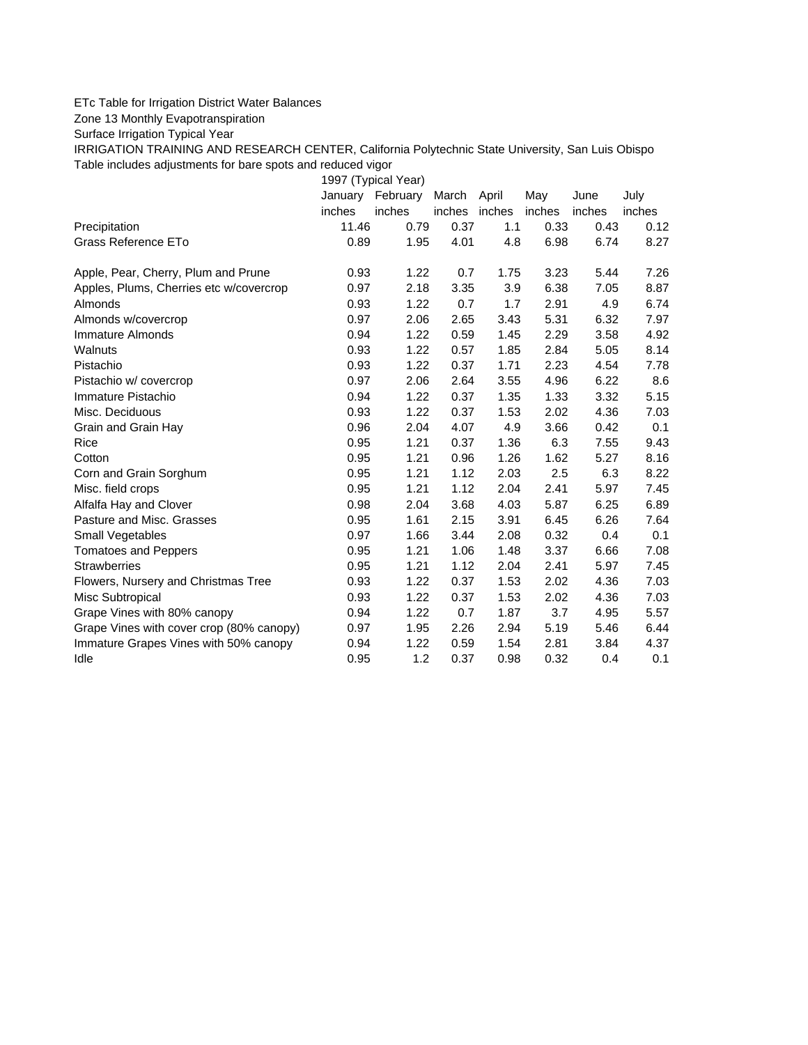ETc Table for Irrigation District Water Balances

Zone 13 Monthly Evapotranspiration

Surface Irrigation Typical Year

IRRIGATION TRAINING AND RESEARCH CENTER, California Polytechnic State University, San Luis Obispo

Table includes adjustments for bare spots and reduced vigor

| | 1997 (Typical Year) | | | | | | |
|---|---|---|---|---|---|---|---|
| | January | February | March | April | May | June | July |
| | inches | inches | inches | inches | inches | inches | inches |
| Precipitation | 11.46 | 0.79 | 0.37 | 1.1 | 0.33 | 0.43 | 0.12 |
| Grass Reference ETo | 0.89 | 1.95 | 4.01 | 4.8 | 6.98 | 6.74 | 8.27 |
| | | | | | | | |
| Apple, Pear, Cherry, Plum and Prune | 0.93 | 1.22 | 0.7 | 1.75 | 3.23 | 5.44 | 7.26 |
| Apples, Plums, Cherries etc w/covercrop | 0.97 | 2.18 | 3.35 | 3.9 | 6.38 | 7.05 | 8.87 |
| Almonds | 0.93 | 1.22 | 0.7 | 1.7 | 2.91 | 4.9 | 6.74 |
| Almonds w/covercrop | 0.97 | 2.06 | 2.65 | 3.43 | 5.31 | 6.32 | 7.97 |
| Immature Almonds | 0.94 | 1.22 | 0.59 | 1.45 | 2.29 | 3.58 | 4.92 |
| Walnuts | 0.93 | 1.22 | 0.57 | 1.85 | 2.84 | 5.05 | 8.14 |
| Pistachio | 0.93 | 1.22 | 0.37 | 1.71 | 2.23 | 4.54 | 7.78 |
| Pistachio w/ covercrop | 0.97 | 2.06 | 2.64 | 3.55 | 4.96 | 6.22 | 8.6 |
| Immature Pistachio | 0.94 | 1.22 | 0.37 | 1.35 | 1.33 | 3.32 | 5.15 |
| Misc. Deciduous | 0.93 | 1.22 | 0.37 | 1.53 | 2.02 | 4.36 | 7.03 |
| Grain and Grain Hay | 0.96 | 2.04 | 4.07 | 4.9 | 3.66 | 0.42 | 0.1 |
| Rice | 0.95 | 1.21 | 0.37 | 1.36 | 6.3 | 7.55 | 9.43 |
| Cotton | 0.95 | 1.21 | 0.96 | 1.26 | 1.62 | 5.27 | 8.16 |
| Corn and Grain Sorghum | 0.95 | 1.21 | 1.12 | 2.03 | 2.5 | 6.3 | 8.22 |
| Misc. field crops | 0.95 | 1.21 | 1.12 | 2.04 | 2.41 | 5.97 | 7.45 |
| Alfalfa Hay and Clover | 0.98 | 2.04 | 3.68 | 4.03 | 5.87 | 6.25 | 6.89 |
| Pasture and Misc. Grasses | 0.95 | 1.61 | 2.15 | 3.91 | 6.45 | 6.26 | 7.64 |
| Small Vegetables | 0.97 | 1.66 | 3.44 | 2.08 | 0.32 | 0.4 | 0.1 |
| Tomatoes and Peppers | 0.95 | 1.21 | 1.06 | 1.48 | 3.37 | 6.66 | 7.08 |
| Strawberries | 0.95 | 1.21 | 1.12 | 2.04 | 2.41 | 5.97 | 7.45 |
| Flowers, Nursery and Christmas Tree | 0.93 | 1.22 | 0.37 | 1.53 | 2.02 | 4.36 | 7.03 |
| Misc Subtropical | 0.93 | 1.22 | 0.37 | 1.53 | 2.02 | 4.36 | 7.03 |
| Grape Vines with 80% canopy | 0.94 | 1.22 | 0.7 | 1.87 | 3.7 | 4.95 | 5.57 |
| Grape Vines with cover crop (80% canopy) | 0.97 | 1.95 | 2.26 | 2.94 | 5.19 | 5.46 | 6.44 |
| Immature Grapes Vines with 50% canopy | 0.94 | 1.22 | 0.59 | 1.54 | 2.81 | 3.84 | 4.37 |
| Idle | 0.95 | 1.2 | 0.37 | 0.98 | 0.32 | 0.4 | 0.1 |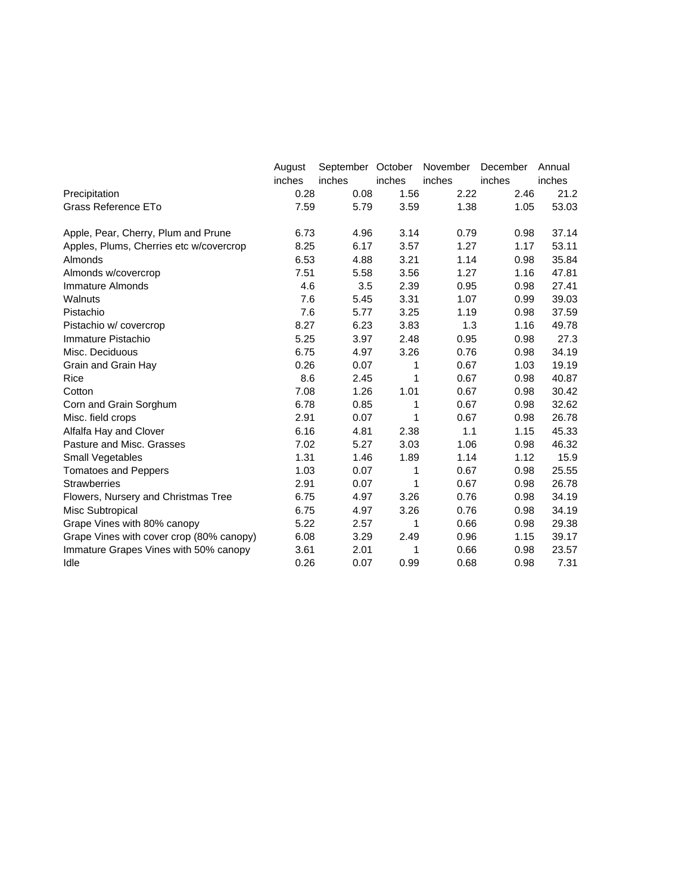| | August inches | September inches | October inches | November inches | December inches | Annual inches |
|---|---|---|---|---|---|---|
| Precipitation | 0.28 | 0.08 | 1.56 | 2.22 | 2.46 | 21.2 |
| Grass Reference ETo | 7.59 | 5.79 | 3.59 | 1.38 | 1.05 | 53.03 |
| | | | | | | |
| Apple, Pear, Cherry, Plum and Prune | 6.73 | 4.96 | 3.14 | 0.79 | 0.98 | 37.14 |
| Apples, Plums, Cherries etc w/covercrop | 8.25 | 6.17 | 3.57 | 1.27 | 1.17 | 53.11 |
| Almonds | 6.53 | 4.88 | 3.21 | 1.14 | 0.98 | 35.84 |
| Almonds w/covercrop | 7.51 | 5.58 | 3.56 | 1.27 | 1.16 | 47.81 |
| Immature Almonds | 4.6 | 3.5 | 2.39 | 0.95 | 0.98 | 27.41 |
| Walnuts | 7.6 | 5.45 | 3.31 | 1.07 | 0.99 | 39.03 |
| Pistachio | 7.6 | 5.77 | 3.25 | 1.19 | 0.98 | 37.59 |
| Pistachio w/ covercrop | 8.27 | 6.23 | 3.83 | 1.3 | 1.16 | 49.78 |
| Immature Pistachio | 5.25 | 3.97 | 2.48 | 0.95 | 0.98 | 27.3 |
| Misc. Deciduous | 6.75 | 4.97 | 3.26 | 0.76 | 0.98 | 34.19 |
| Grain and Grain Hay | 0.26 | 0.07 | 1 | 0.67 | 1.03 | 19.19 |
| Rice | 8.6 | 2.45 | 1 | 0.67 | 0.98 | 40.87 |
| Cotton | 7.08 | 1.26 | 1.01 | 0.67 | 0.98 | 30.42 |
| Corn and Grain Sorghum | 6.78 | 0.85 | 1 | 0.67 | 0.98 | 32.62 |
| Misc. field crops | 2.91 | 0.07 | 1 | 0.67 | 0.98 | 26.78 |
| Alfalfa Hay and Clover | 6.16 | 4.81 | 2.38 | 1.1 | 1.15 | 45.33 |
| Pasture and Misc. Grasses | 7.02 | 5.27 | 3.03 | 1.06 | 0.98 | 46.32 |
| Small Vegetables | 1.31 | 1.46 | 1.89 | 1.14 | 1.12 | 15.9 |
| Tomatoes and Peppers | 1.03 | 0.07 | 1 | 0.67 | 0.98 | 25.55 |
| Strawberries | 2.91 | 0.07 | 1 | 0.67 | 0.98 | 26.78 |
| Flowers, Nursery and Christmas Tree | 6.75 | 4.97 | 3.26 | 0.76 | 0.98 | 34.19 |
| Misc Subtropical | 6.75 | 4.97 | 3.26 | 0.76 | 0.98 | 34.19 |
| Grape Vines with 80% canopy | 5.22 | 2.57 | 1 | 0.66 | 0.98 | 29.38 |
| Grape Vines with cover crop (80% canopy) | 6.08 | 3.29 | 2.49 | 0.96 | 1.15 | 39.17 |
| Immature Grapes Vines with 50% canopy | 3.61 | 2.01 | 1 | 0.66 | 0.98 | 23.57 |
| Idle | 0.26 | 0.07 | 0.99 | 0.68 | 0.98 | 7.31 |